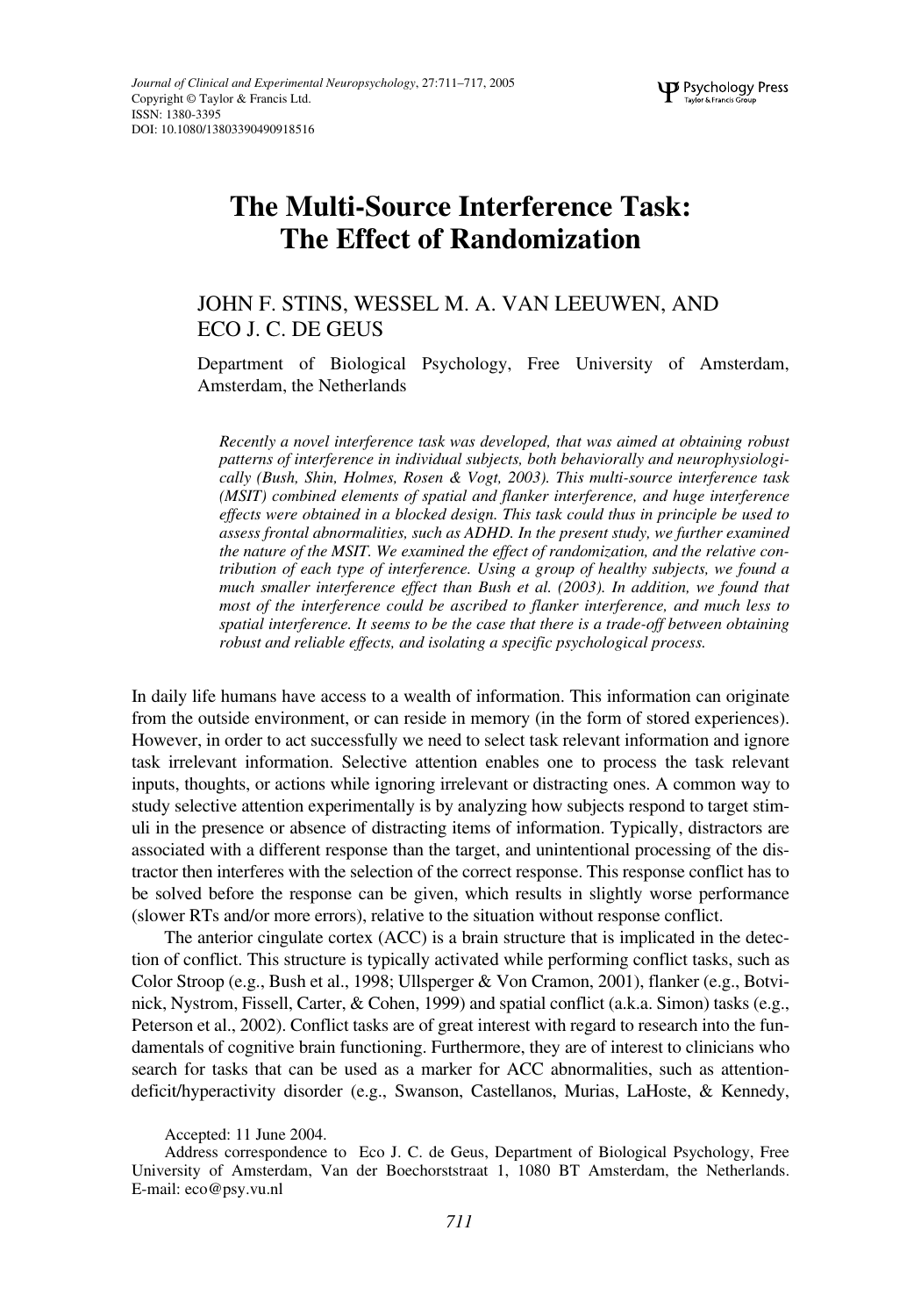# The Multi-Source Interference Task: The Effect of Randomization

JOHN F. STINS, WESSEL M. A. VAN LEEUWEN, AND ECO J. C. DE GEUS

Department of Biological Psychology, Free University of Amsterdam, Amsterdam, the Netherlands

*Recently a novel interference task was developed, that was aimed at obtaining robust patterns of interference in individual subjects, both behaviorally and neurophysiologically (Bush, Shin, Holmes, Rosen & Vogt, 2003). This multi-source interference task (MSIT) combined elements of spatial and flanker interference, and huge interference effects were obtained in a blocked design. This task could thus in principle be used to assess frontal abnormalities, such as ADHD. In the present study, we further examined the nature of the MSIT. We examined the effect of randomization, and the relative contribution of each type of interference. Using a group of healthy subjects, we found a much smaller interference effect than Bush et al. (2003). In addition, we found that most of the interference could be ascribed to flanker interference, and much less to spatial interference. It seems to be the case that there is a trade-off between obtaining robust and reliable effects, and isolating a specific psychological process.*

In daily life humans have access to a wealth of information. This information can originate from the outside environment, or can reside in memory (in the form of stored experiences). However, in order to act successfully we need to select task relevant information and ignore task irrelevant information. Selective attention enables one to process the task relevant inputs, thoughts, or actions while ignoring irrelevant or distracting ones. A common way to study selective attention experimentally is by analyzing how subjects respond to target stimuli in the presence or absence of distracting items of information. Typically, distractors are associated with a different response than the target, and unintentional processing of the distractor then interferes with the selection of the correct response. This response conflict has to be solved before the response can be given, which results in slightly worse performance (slower RTs and/or more errors), relative to the situation without response conflict.

The anterior cingulate cortex (ACC) is a brain structure that is implicated in the detection of conflict. This structure is typically activated while performing conflict tasks, such as Color Stroop (e.g., Bush et al., 1998; Ullsperger & Von Cramon, 2001), flanker (e.g., Botvinick, Nystrom, Fissell, Carter, & Cohen, 1999) and spatial conflict (a.k.a. Simon) tasks (e.g., Peterson et al., 2002). Conflict tasks are of great interest with regard to research into the fundamentals of cognitive brain functioning. Furthermore, they are of interest to clinicians who search for tasks that can be used as a marker for ACC abnormalities, such as attention-deficit/hyperactivity disorder (e.g., Swanson, Castellanos, Murias, LaHoste, & Kennedy,

Accepted: 11 June 2004.

Address correspondence to Eco J. C. de Geus, Department of Biological Psychology, Free University of Amsterdam, Van der Boechorststraat 1, 1080 BT Amsterdam, the Netherlands. E-mail: eco@psy.vu.nl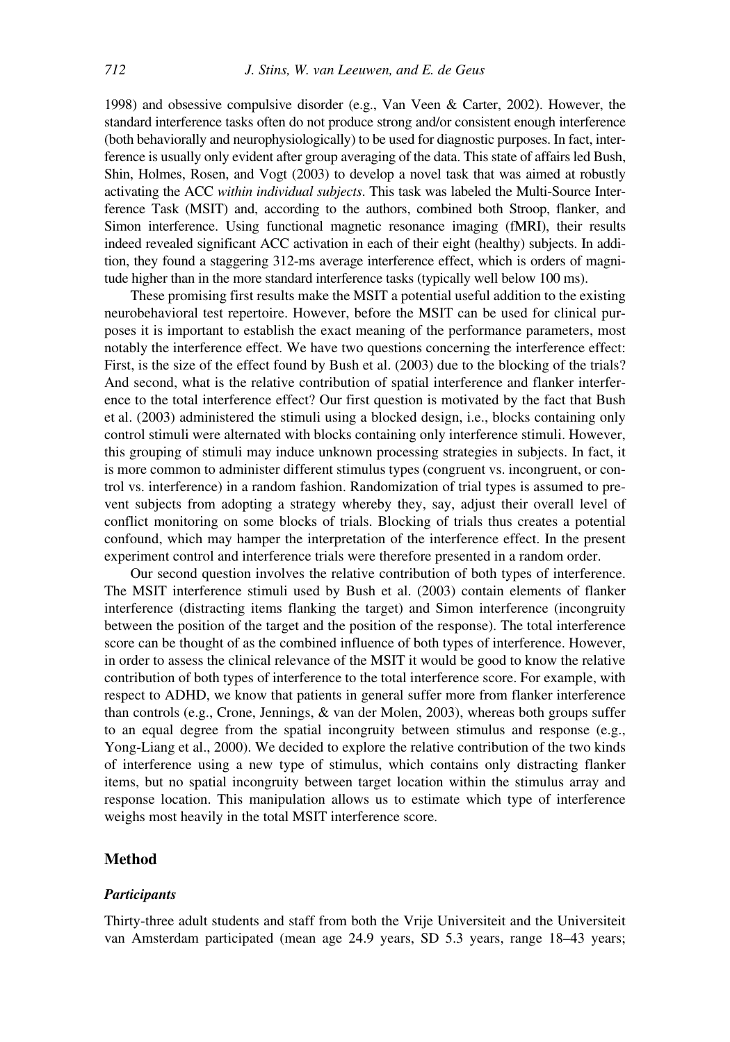1998) and obsessive compulsive disorder (e.g., Van Veen & Carter, 2002). However, the standard interference tasks often do not produce strong and/or consistent enough interference (both behaviorally and neurophysiologically) to be used for diagnostic purposes. In fact, interference is usually only evident after group averaging of the data. This state of affairs led Bush, Shin, Holmes, Rosen, and Vogt (2003) to develop a novel task that was aimed at robustly activating the ACC *within individual subjects*. This task was labeled the Multi-Source Interference Task (MSIT) and, according to the authors, combined both Stroop, flanker, and Simon interference. Using functional magnetic resonance imaging (fMRI), their results indeed revealed significant ACC activation in each of their eight (healthy) subjects. In addition, they found a staggering 312-ms average interference effect, which is orders of magnitude higher than in the more standard interference tasks (typically well below 100 ms).

These promising first results make the MSIT a potential useful addition to the existing neurobehavioral test repertoire. However, before the MSIT can be used for clinical purposes it is important to establish the exact meaning of the performance parameters, most notably the interference effect. We have two questions concerning the interference effect: First, is the size of the effect found by Bush et al. (2003) due to the blocking of the trials? And second, what is the relative contribution of spatial interference and flanker interference to the total interference effect? Our first question is motivated by the fact that Bush et al. (2003) administered the stimuli using a blocked design, i.e., blocks containing only control stimuli were alternated with blocks containing only interference stimuli. However, this grouping of stimuli may induce unknown processing strategies in subjects. In fact, it is more common to administer different stimulus types (congruent vs. incongruent, or control vs. interference) in a random fashion. Randomization of trial types is assumed to prevent subjects from adopting a strategy whereby they, say, adjust their overall level of conflict monitoring on some blocks of trials. Blocking of trials thus creates a potential confound, which may hamper the interpretation of the interference effect. In the present experiment control and interference trials were therefore presented in a random order.

Our second question involves the relative contribution of both types of interference. The MSIT interference stimuli used by Bush et al. (2003) contain elements of flanker interference (distracting items flanking the target) and Simon interference (incongruity between the position of the target and the position of the response). The total interference score can be thought of as the combined influence of both types of interference. However, in order to assess the clinical relevance of the MSIT it would be good to know the relative contribution of both types of interference to the total interference score. For example, with respect to ADHD, we know that patients in general suffer more from flanker interference than controls (e.g., Crone, Jennings, & van der Molen, 2003), whereas both groups suffer to an equal degree from the spatial incongruity between stimulus and response (e.g., Yong-Liang et al., 2000). We decided to explore the relative contribution of the two kinds of interference using a new type of stimulus, which contains only distracting flanker items, but no spatial incongruity between target location within the stimulus array and response location. This manipulation allows us to estimate which type of interference weighs most heavily in the total MSIT interference score.

## Method

### *Participants*

Thirty-three adult students and staff from both the Vrije Universiteit and the Universiteit van Amsterdam participated (mean age 24.9 years, SD 5.3 years, range 18–43 years;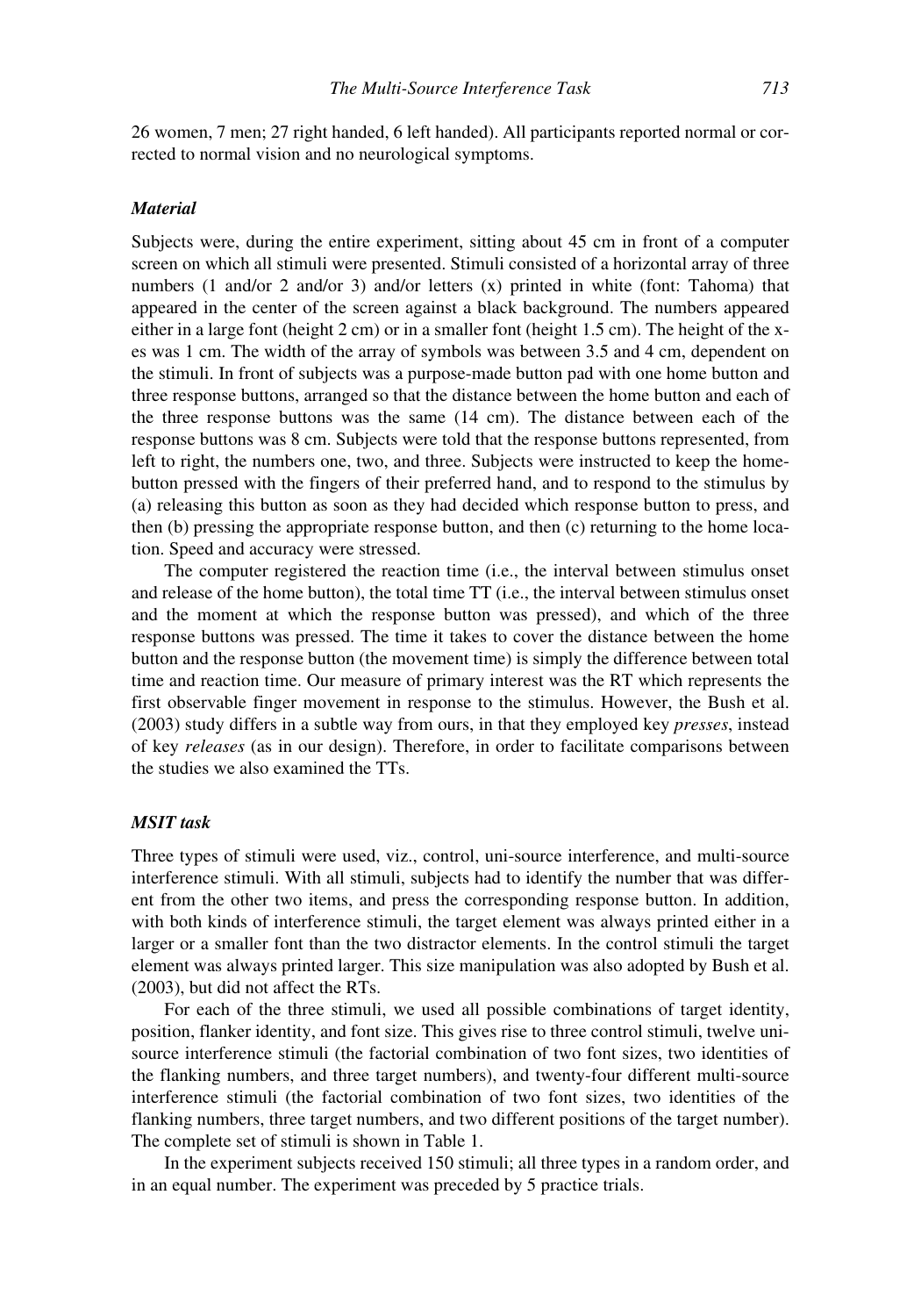26 women, 7 men; 27 right handed, 6 left handed). All participants reported normal or corrected to normal vision and no neurological symptoms.

### *Material*

Subjects were, during the entire experiment, sitting about 45 cm in front of a computer screen on which all stimuli were presented. Stimuli consisted of a horizontal array of three numbers (1 and/or 2 and/or 3) and/or letters (x) printed in white (font: Tahoma) that appeared in the center of the screen against a black background. The numbers appeared either in a large font (height 2 cm) or in a smaller font (height 1.5 cm). The height of the x-es was 1 cm. The width of the array of symbols was between 3.5 and 4 cm, dependent on the stimuli. In front of subjects was a purpose-made button pad with one home button and three response buttons, arranged so that the distance between the home button and each of the three response buttons was the same (14 cm). The distance between each of the response buttons was 8 cm. Subjects were told that the response buttons represented, from left to right, the numbers one, two, and three. Subjects were instructed to keep the home-button pressed with the fingers of their preferred hand, and to respond to the stimulus by (a) releasing this button as soon as they had decided which response button to press, and then (b) pressing the appropriate response button, and then (c) returning to the home location. Speed and accuracy were stressed.

The computer registered the reaction time (i.e., the interval between stimulus onset and release of the home button), the total time TT (i.e., the interval between stimulus onset and the moment at which the response button was pressed), and which of the three response buttons was pressed. The time it takes to cover the distance between the home button and the response button (the movement time) is simply the difference between total time and reaction time. Our measure of primary interest was the RT which represents the first observable finger movement in response to the stimulus. However, the Bush et al. (2003) study differs in a subtle way from ours, in that they employed key *presses*, instead of key *releases* (as in our design). Therefore, in order to facilitate comparisons between the studies we also examined the TTs.

### *MSIT task*

Three types of stimuli were used, viz., control, uni-source interference, and multi-source interference stimuli. With all stimuli, subjects had to identify the number that was different from the other two items, and press the corresponding response button. In addition, with both kinds of interference stimuli, the target element was always printed either in a larger or a smaller font than the two distractor elements. In the control stimuli the target element was always printed larger. This size manipulation was also adopted by Bush et al. (2003), but did not affect the RTs.

For each of the three stimuli, we used all possible combinations of target identity, position, flanker identity, and font size. This gives rise to three control stimuli, twelve uni-source interference stimuli (the factorial combination of two font sizes, two identities of the flanking numbers, and three target numbers), and twenty-four different multi-source interference stimuli (the factorial combination of two font sizes, two identities of the flanking numbers, three target numbers, and two different positions of the target number). The complete set of stimuli is shown in Table 1.

In the experiment subjects received 150 stimuli; all three types in a random order, and in an equal number. The experiment was preceded by 5 practice trials.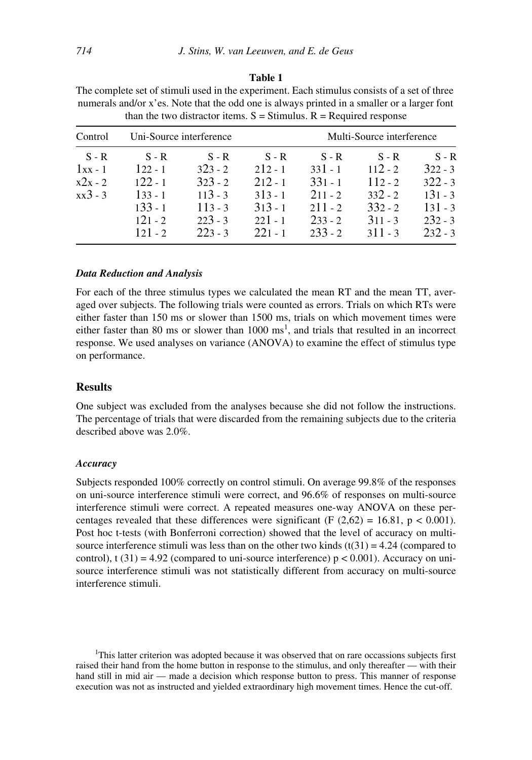**Table 1**

The complete set of stimuli used in the experiment. Each stimulus consists of a set of three numerals and/or x'es. Note that the odd one is always printed in a smaller or a larger font than the two distractor items. S = Stimulus. R = Required response

| Control | Uni-Source interference | | | Multi-Source interference | | |
|---|---|---|---|---|---|---|
| S - R | S - R | S - R | S - R | S - R | S - R | S - R |
| 1xx - 1 | 122 - 1 | 323 - 2 | 212 - 1 | 331 - 1 | 112 - 2 | 322 - 3 |
| x2x - 2 | 122 - 1 | 323 - 2 | 212 - 1 | 331 - 1 | 112 - 2 | 322 - 3 |
| xx3 - 3 | 133 - 1 | 113 - 3 | 313 - 1 | 211 - 2 | 332 - 2 | 131 - 3 |
| | 133 - 1 | 113 - 3 | 313 - 1 | 211 - 2 | 332 - 2 | 131 - 3 |
| | 121 - 2 | 223 - 3 | 221 - 1 | 233 - 2 | 311 - 3 | 232 - 3 |
| | 121 - 2 | 223 - 3 | 221 - 1 | 233 - 2 | 311 - 3 | 232 - 3 |

### *Data Reduction and Analysis*

For each of the three stimulus types we calculated the mean RT and the mean TT, averaged over subjects. The following trials were counted as errors. Trials on which RTs were either faster than 150 ms or slower than 1500 ms, trials on which movement times were either faster than 80 ms or slower than 1000 ms[1], and trials that resulted in an incorrect response. We used analyses on variance (ANOVA) to examine the effect of stimulus type on performance.

## Results

One subject was excluded from the analyses because she did not follow the instructions. The percentage of trials that were discarded from the remaining subjects due to the criteria described above was 2.0%.

### *Accuracy*

Subjects responded 100% correctly on control stimuli. On average 99.8% of the responses on uni-source interference stimuli were correct, and 96.6% of responses on multi-source interference stimuli were correct. A repeated measures one-way ANOVA on these percentages revealed that these differences were significant ($F(2,62) = 16.81$, $p < 0.001$). Post hoc t-tests (with Bonferroni correction) showed that the level of accuracy on multi-source interference stimuli was less than on the other two kinds ($t(31) = 4.24$ (compared to control), $t(31) = 4.92$ (compared to uni-source interference) $p < 0.001$). Accuracy on uni-source interference stimuli was not statistically different from accuracy on multi-source interference stimuli.

[1]This latter criterion was adopted because it was observed that on rare occassions subjects first raised their hand from the home button in response to the stimulus, and only thereafter — with their hand still in mid air — made a decision which response button to press. This manner of response execution was not as instructed and yielded extraordinary high movement times. Hence the cut-off.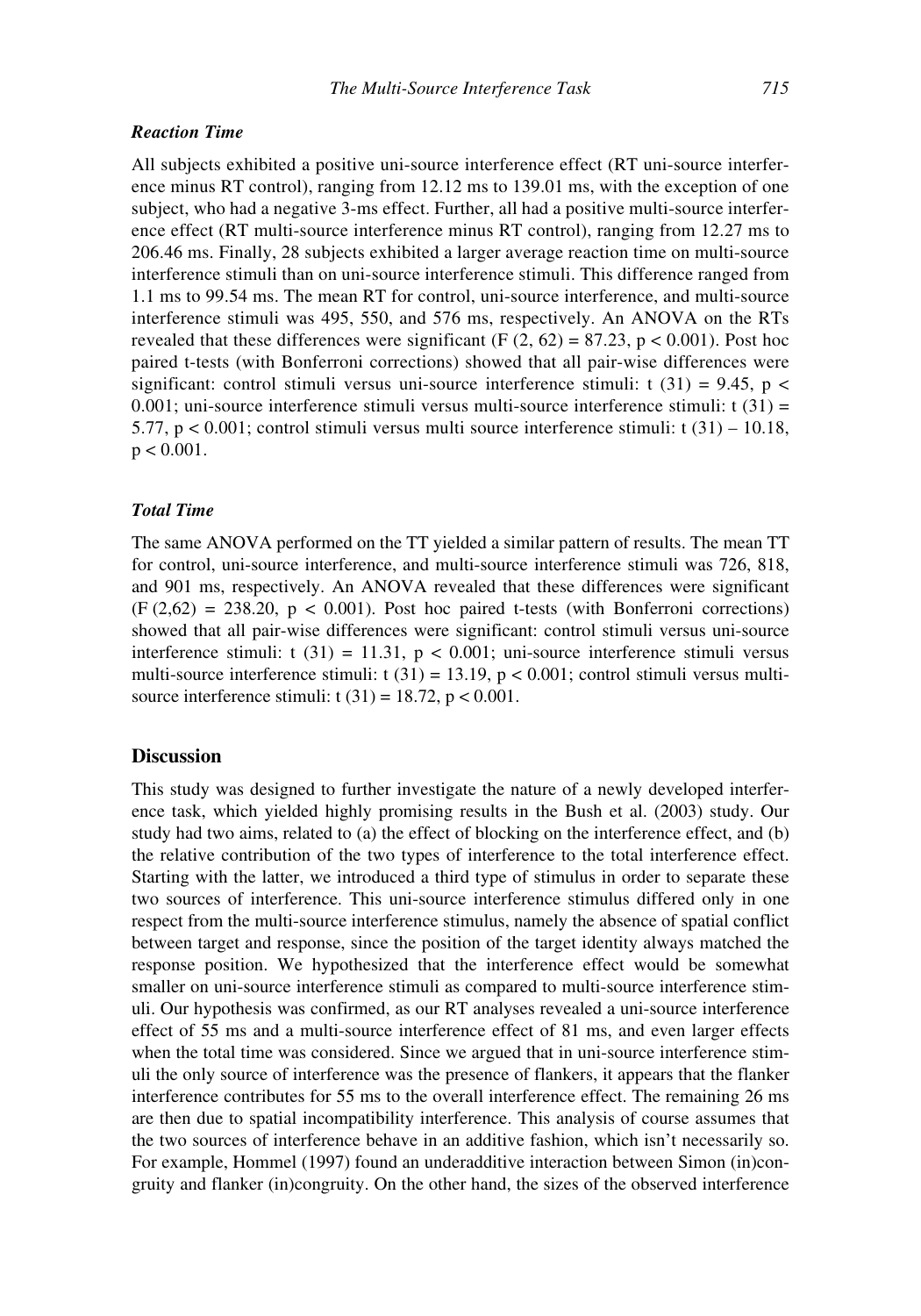### *Reaction Time*

All subjects exhibited a positive uni-source interference effect (RT uni-source interference minus RT control), ranging from 12.12 ms to 139.01 ms, with the exception of one subject, who had a negative 3-ms effect. Further, all had a positive multi-source interference effect (RT multi-source interference minus RT control), ranging from 12.27 ms to 206.46 ms. Finally, 28 subjects exhibited a larger average reaction time on multi-source interference stimuli than on uni-source interference stimuli. This difference ranged from 1.1 ms to 99.54 ms. The mean RT for control, uni-source interference, and multi-source interference stimuli was 495, 550, and 576 ms, respectively. An ANOVA on the RTs revealed that these differences were significant ($F\ (2, 62) = 87.23$, $p < 0.001$). Post hoc paired t-tests (with Bonferroni corrections) showed that all pair-wise differences were significant: control stimuli versus uni-source interference stimuli: $t\ (31) = 9.45$, $p < 0.001$; uni-source interference stimuli versus multi-source interference stimuli: $t\ (31) = 5.77$, $p < 0.001$; control stimuli versus multi source interference stimuli: $t\ (31) – 10.18$, $p < 0.001$.

### *Total Time*

The same ANOVA performed on the TT yielded a similar pattern of results. The mean TT for control, uni-source interference, and multi-source interference stimuli was 726, 818, and 901 ms, respectively. An ANOVA revealed that these differences were significant ($F\ (2,62) = 238.20$, $p < 0.001$). Post hoc paired t-tests (with Bonferroni corrections) showed that all pair-wise differences were significant: control stimuli versus uni-source interference stimuli: $t\ (31) = 11.31$, $p < 0.001$; uni-source interference stimuli versus multi-source interference stimuli: $t\ (31) = 13.19$, $p < 0.001$; control stimuli versus multi-source interference stimuli: $t\ (31) = 18.72$, $p < 0.001$.

## Discussion

This study was designed to further investigate the nature of a newly developed interference task, which yielded highly promising results in the Bush et al. (2003) study. Our study had two aims, related to (a) the effect of blocking on the interference effect, and (b) the relative contribution of the two types of interference to the total interference effect. Starting with the latter, we introduced a third type of stimulus in order to separate these two sources of interference. This uni-source interference stimulus differed only in one respect from the multi-source interference stimulus, namely the absence of spatial conflict between target and response, since the position of the target identity always matched the response position. We hypothesized that the interference effect would be somewhat smaller on uni-source interference stimuli as compared to multi-source interference stimuli. Our hypothesis was confirmed, as our RT analyses revealed a uni-source interference effect of 55 ms and a multi-source interference effect of 81 ms, and even larger effects when the total time was considered. Since we argued that in uni-source interference stimuli the only source of interference was the presence of flankers, it appears that the flanker interference contributes for 55 ms to the overall interference effect. The remaining 26 ms are then due to spatial incompatibility interference. This analysis of course assumes that the two sources of interference behave in an additive fashion, which isn't necessarily so. For example, Hommel (1997) found an underadditive interaction between Simon (in)congruity and flanker (in)congruity. On the other hand, the sizes of the observed interference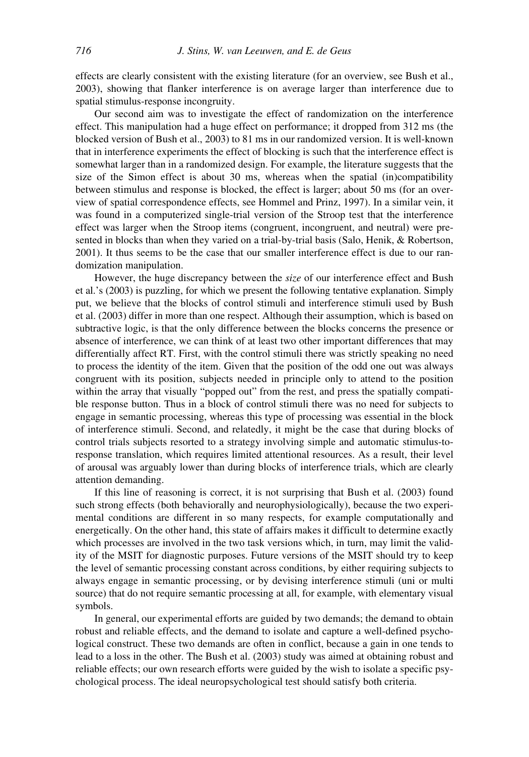effects are clearly consistent with the existing literature (for an overview, see Bush et al., 2003), showing that flanker interference is on average larger than interference due to spatial stimulus-response incongruity.

Our second aim was to investigate the effect of randomization on the interference effect. This manipulation had a huge effect on performance; it dropped from 312 ms (the blocked version of Bush et al., 2003) to 81 ms in our randomized version. It is well-known that in interference experiments the effect of blocking is such that the interference effect is somewhat larger than in a randomized design. For example, the literature suggests that the size of the Simon effect is about 30 ms, whereas when the spatial (in)compatibility between stimulus and response is blocked, the effect is larger; about 50 ms (for an overview of spatial correspondence effects, see Hommel and Prinz, 1997). In a similar vein, it was found in a computerized single-trial version of the Stroop test that the interference effect was larger when the Stroop items (congruent, incongruent, and neutral) were presented in blocks than when they varied on a trial-by-trial basis (Salo, Henik, & Robertson, 2001). It thus seems to be the case that our smaller interference effect is due to our randomization manipulation.

However, the huge discrepancy between the *size* of our interference effect and Bush et al.'s (2003) is puzzling, for which we present the following tentative explanation. Simply put, we believe that the blocks of control stimuli and interference stimuli used by Bush et al. (2003) differ in more than one respect. Although their assumption, which is based on subtractive logic, is that the only difference between the blocks concerns the presence or absence of interference, we can think of at least two other important differences that may differentially affect RT. First, with the control stimuli there was strictly speaking no need to process the identity of the item. Given that the position of the odd one out was always congruent with its position, subjects needed in principle only to attend to the position within the array that visually "popped out" from the rest, and press the spatially compatible response button. Thus in a block of control stimuli there was no need for subjects to engage in semantic processing, whereas this type of processing was essential in the block of interference stimuli. Second, and relatedly, it might be the case that during blocks of control trials subjects resorted to a strategy involving simple and automatic stimulus-to-response translation, which requires limited attentional resources. As a result, their level of arousal was arguably lower than during blocks of interference trials, which are clearly attention demanding.

If this line of reasoning is correct, it is not surprising that Bush et al. (2003) found such strong effects (both behaviorally and neurophysiologically), because the two experimental conditions are different in so many respects, for example computationally and energetically. On the other hand, this state of affairs makes it difficult to determine exactly which processes are involved in the two task versions which, in turn, may limit the validity of the MSIT for diagnostic purposes. Future versions of the MSIT should try to keep the level of semantic processing constant across conditions, by either requiring subjects to always engage in semantic processing, or by devising interference stimuli (uni or multi source) that do not require semantic processing at all, for example, with elementary visual symbols.

In general, our experimental efforts are guided by two demands; the demand to obtain robust and reliable effects, and the demand to isolate and capture a well-defined psychological construct. These two demands are often in conflict, because a gain in one tends to lead to a loss in the other. The Bush et al. (2003) study was aimed at obtaining robust and reliable effects; our own research efforts were guided by the wish to isolate a specific psychological process. The ideal neuropsychological test should satisfy both criteria.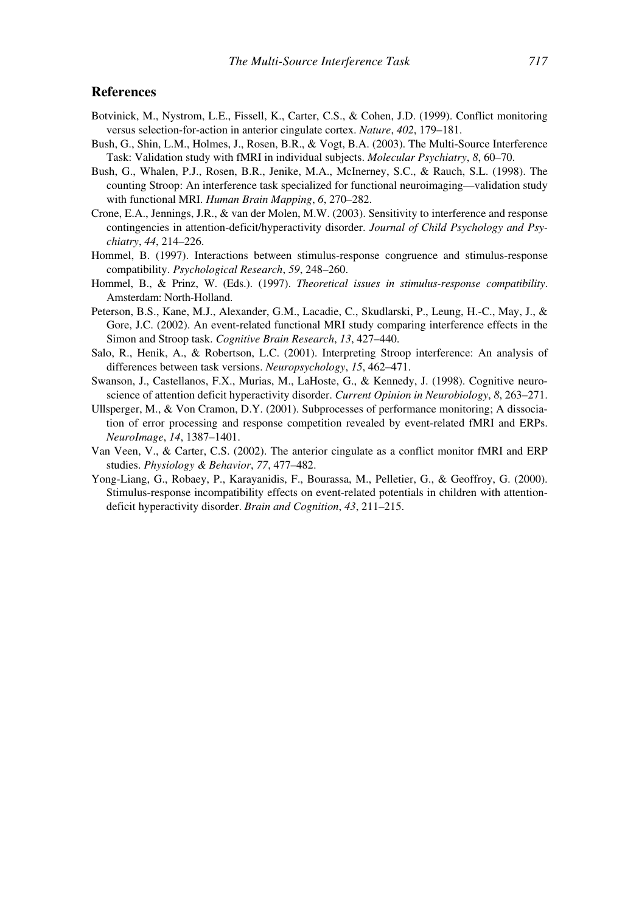## References

Botvinick, M., Nystrom, L.E., Fissell, K., Carter, C.S., & Cohen, J.D. (1999). Conflict monitoring versus selection-for-action in anterior cingulate cortex. *Nature*, *402*, 179–181.

Bush, G., Shin, L.M., Holmes, J., Rosen, B.R., & Vogt, B.A. (2003). The Multi-Source Interference Task: Validation study with fMRI in individual subjects. *Molecular Psychiatry*, *8*, 60–70.

Bush, G., Whalen, P.J., Rosen, B.R., Jenike, M.A., McInerney, S.C., & Rauch, S.L. (1998). The counting Stroop: An interference task specialized for functional neuroimaging—validation study with functional MRI. *Human Brain Mapping*, *6*, 270–282.

Crone, E.A., Jennings, J.R., & van der Molen, M.W. (2003). Sensitivity to interference and response contingencies in attention-deficit/hyperactivity disorder. *Journal of Child Psychology and Psychiatry*, *44*, 214–226.

Hommel, B. (1997). Interactions between stimulus-response congruence and stimulus-response compatibility. *Psychological Research*, *59*, 248–260.

Hommel, B., & Prinz, W. (Eds.). (1997). *Theoretical issues in stimulus-response compatibility*. Amsterdam: North-Holland.

Peterson, B.S., Kane, M.J., Alexander, G.M., Lacadie, C., Skudlarski, P., Leung, H.-C., May, J., & Gore, J.C. (2002). An event-related functional MRI study comparing interference effects in the Simon and Stroop task. *Cognitive Brain Research*, *13*, 427–440.

Salo, R., Henik, A., & Robertson, L.C. (2001). Interpreting Stroop interference: An analysis of differences between task versions. *Neuropsychology*, *15*, 462–471.

Swanson, J., Castellanos, F.X., Murias, M., LaHoste, G., & Kennedy, J. (1998). Cognitive neuroscience of attention deficit hyperactivity disorder. *Current Opinion in Neurobiology*, *8*, 263–271.

Ullsperger, M., & Von Cramon, D.Y. (2001). Subprocesses of performance monitoring; A dissociation of error processing and response competition revealed by event-related fMRI and ERPs. *NeuroImage*, *14*, 1387–1401.

Van Veen, V., & Carter, C.S. (2002). The anterior cingulate as a conflict monitor fMRI and ERP studies. *Physiology & Behavior*, *77*, 477–482.

Yong-Liang, G., Robaey, P., Karayanidis, F., Bourassa, M., Pelletier, G., & Geoffroy, G. (2000). Stimulus-response incompatibility effects on event-related potentials in children with attention-deficit hyperactivity disorder. *Brain and Cognition*, *43*, 211–215.